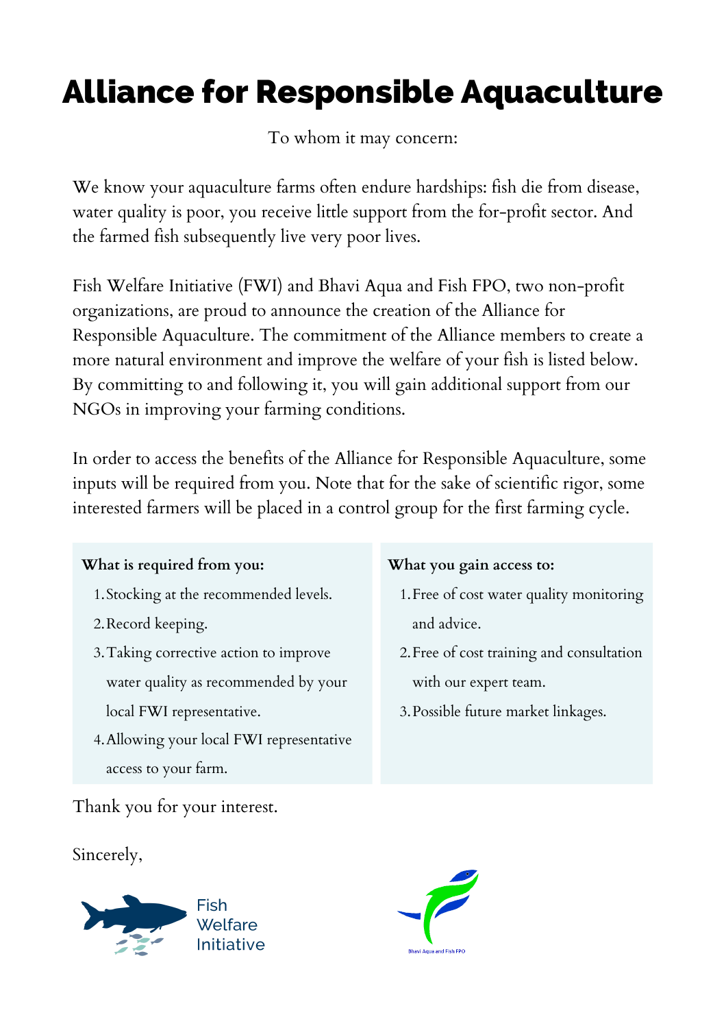# Alliance for Responsible Aquaculture

To whom it may concern:

We know your aquaculture farms often endure hardships: fish die from disease, water quality is poor, you receive little support from the for-profit sector. And the farmed fish subsequently live very poor lives.

Fish Welfare Initiative (FWI) and Bhavi Aqua and Fish FPO, two non-profit organizations, are proud to announce the creation of the Alliance for Responsible Aquaculture. The commitment of the Alliance members to create a more natural environment and improve the welfare of your fish is listed below. By committing to and following it, you will gain additional support from our NGOs in improving your farming conditions.

In order to access the benefits of the Alliance for Responsible Aquaculture, some inputs will be required from you. Note that for the sake of scientific rigor, some interested farmers will be placed in a control group for the first farming cycle.

**What is required from you:**

1. Stocking at the recommended levels.
2. Record keeping.
3. Taking corrective action to improve water quality as recommended by your local FWI representative.
4. Allowing your local FWI representative access to your farm.

**What you gain access to:**

1. Free of cost water quality monitoring and advice.
2. Free of cost training and consultation with our expert team.
3. Possible future market linkages.

Thank you for your interest.

Sincerely,

Fish Welfare Initiative

Bhavi Aqua and Fish FPO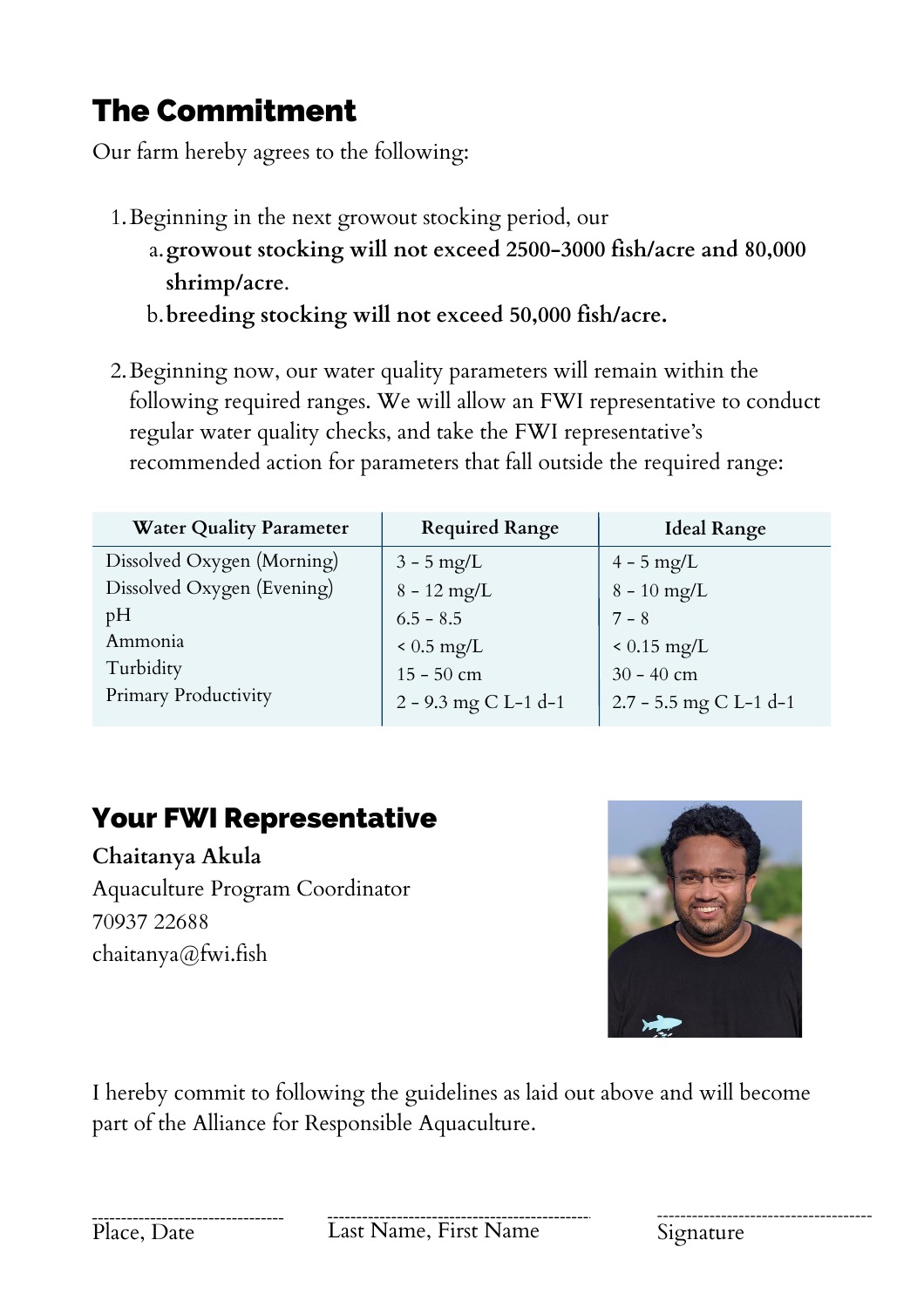## The Commitment

Our farm hereby agrees to the following:

1. Beginning in the next growout stocking period, our
   a. **growout stocking will not exceed 2500-3000 fish/acre and 80,000 shrimp/acre**.
   b. **breeding stocking will not exceed 50,000 fish/acre.**

2. Beginning now, our water quality parameters will remain within the following required ranges. We will allow an FWI representative to conduct regular water quality checks, and take the FWI representative's recommended action for parameters that fall outside the required range:

| Water Quality Parameter | Required Range | Ideal Range |
|---|---|---|
| Dissolved Oxygen (Morning) | 3 - 5 mg/L | 4 - 5 mg/L |
| Dissolved Oxygen (Evening) | 8 - 12 mg/L | 8 - 10 mg/L |
| pH | 6.5 - 8.5 | 7 - 8 |
| Ammonia | < 0.5 mg/L | < 0.15 mg/L |
| Turbidity | 15 - 50 cm | 30 - 40 cm |
| Primary Productivity | 2 - 9.3 mg C L-1 d-1 | 2.7 - 5.5 mg C L-1 d-1 |

## Your FWI Representative

**Chaitanya Akula**
Aquaculture Program Coordinator
70937 22688
chaitanya@fwi.fish

I hereby commit to following the guidelines as laid out above and will become part of the Alliance for Responsible Aquaculture.

Place, Date

Last Name, First Name

Signature